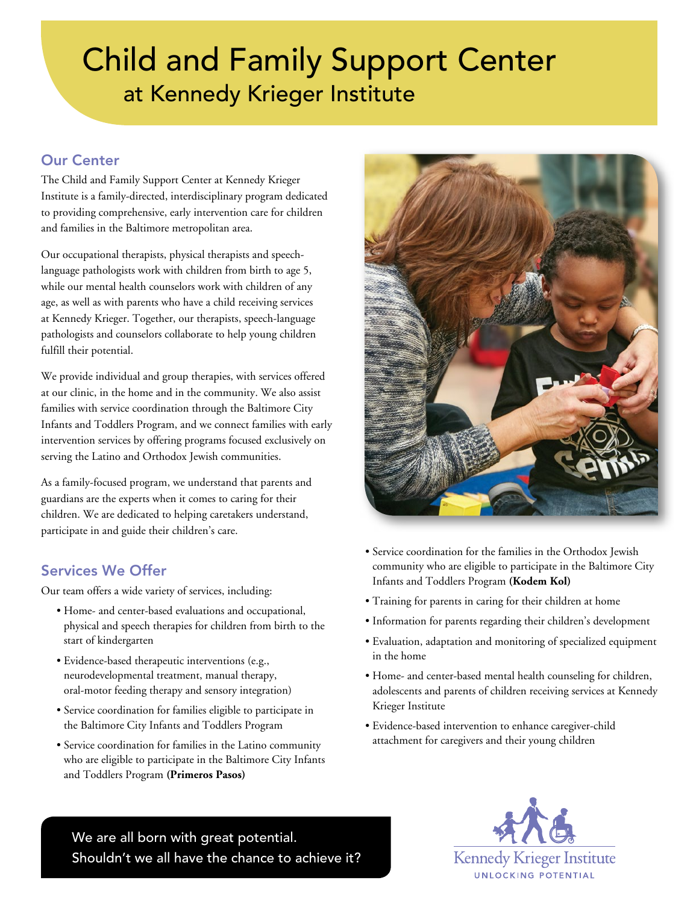# Child and Family Support Center
## at Kennedy Krieger Institute

### Our Center

The Child and Family Support Center at Kennedy Krieger Institute is a family-directed, interdisciplinary program dedicated to providing comprehensive, early intervention care for children and families in the Baltimore metropolitan area.

Our occupational therapists, physical therapists and speech-language pathologists work with children from birth to age 5, while our mental health counselors work with children of any age, as well as with parents who have a child receiving services at Kennedy Krieger. Together, our therapists, speech-language pathologists and counselors collaborate to help young children fulfill their potential.

We provide individual and group therapies, with services offered at our clinic, in the home and in the community. We also assist families with service coordination through the Baltimore City Infants and Toddlers Program, and we connect families with early intervention services by offering programs focused exclusively on serving the Latino and Orthodox Jewish communities.

As a family-focused program, we understand that parents and guardians are the experts when it comes to caring for their children. We are dedicated to helping caretakers understand, participate in and guide their children's care.

### Services We Offer

Our team offers a wide variety of services, including:

- Home- and center-based evaluations and occupational, physical and speech therapies for children from birth to the start of kindergarten
- Evidence-based therapeutic interventions (e.g., neurodevelopmental treatment, manual therapy, oral-motor feeding therapy and sensory integration)
- Service coordination for families eligible to participate in the Baltimore City Infants and Toddlers Program
- Service coordination for families in the Latino community who are eligible to participate in the Baltimore City Infants and Toddlers Program **(Primeros Pasos)**
- Service coordination for the families in the Orthodox Jewish community who are eligible to participate in the Baltimore City Infants and Toddlers Program **(Kodem Kol)**
- Training for parents in caring for their children at home
- Information for parents regarding their children's development
- Evaluation, adaptation and monitoring of specialized equipment in the home
- Home- and center-based mental health counseling for children, adolescents and parents of children receiving services at Kennedy Krieger Institute
- Evidence-based intervention to enhance caregiver-child attachment for caregivers and their young children

We are all born with great potential.
Shouldn't we all have the chance to achieve it?

Kennedy Krieger Institute
UNLOCKING POTENTIAL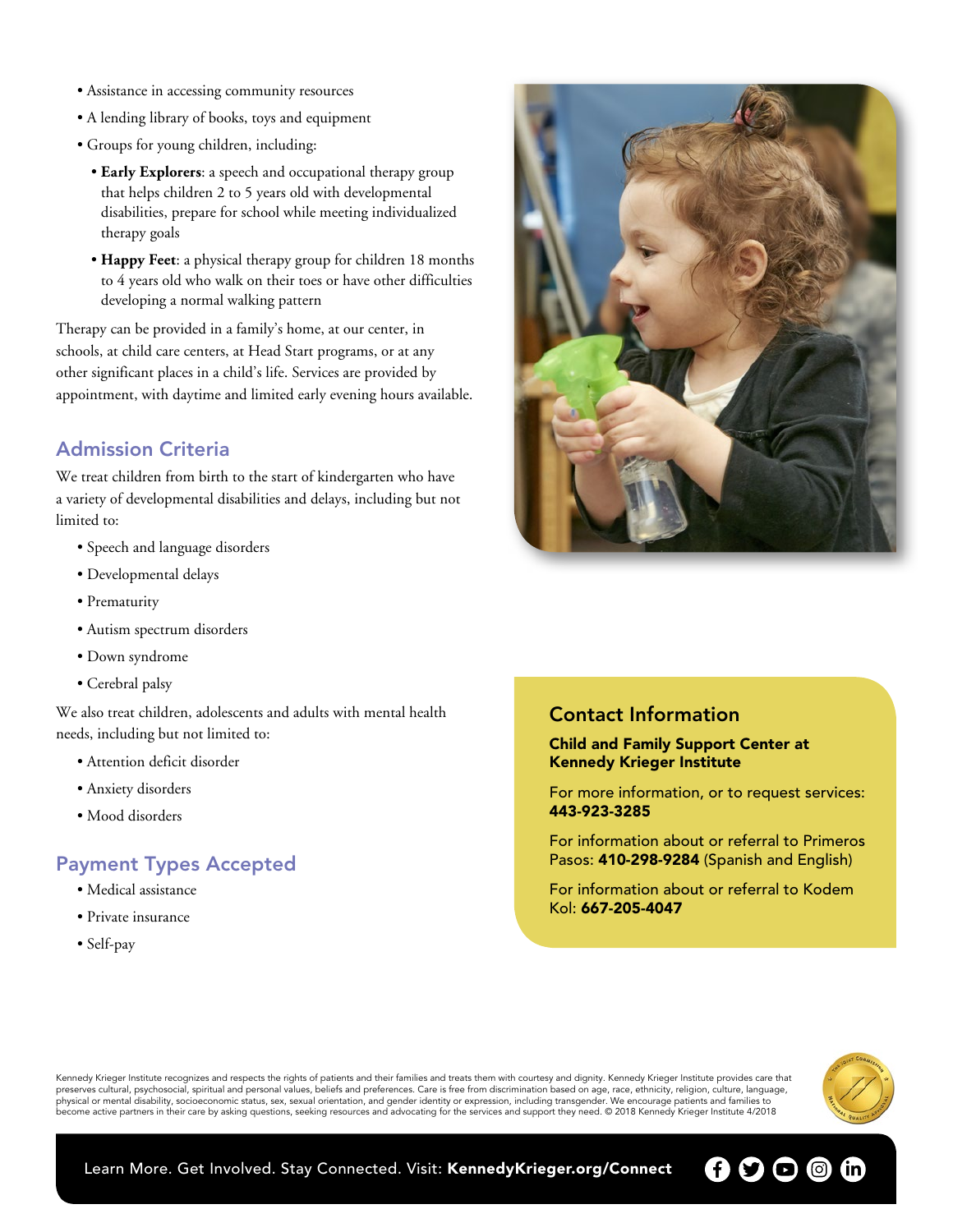- Assistance in accessing community resources
- A lending library of books, toys and equipment
- Groups for young children, including:
  - **Early Explorers**: a speech and occupational therapy group that helps children 2 to 5 years old with developmental disabilities, prepare for school while meeting individualized therapy goals
  - **Happy Feet**: a physical therapy group for children 18 months to 4 years old who walk on their toes or have other difficulties developing a normal walking pattern

Therapy can be provided in a family's home, at our center, in schools, at child care centers, at Head Start programs, or at any other significant places in a child's life. Services are provided by appointment, with daytime and limited early evening hours available.

## Admission Criteria

We treat children from birth to the start of kindergarten who have a variety of developmental disabilities and delays, including but not limited to:

- Speech and language disorders
- Developmental delays
- Prematurity
- Autism spectrum disorders
- Down syndrome
- Cerebral palsy

We also treat children, adolescents and adults with mental health needs, including but not limited to:

- Attention deficit disorder
- Anxiety disorders
- Mood disorders

## Payment Types Accepted

- Medical assistance
- Private insurance
- Self-pay

## Contact Information

**Child and Family Support Center at Kennedy Krieger Institute**

For more information, or to request services: **443-923-3285**

For information about or referral to Primeros Pasos: **410-298-9284** (Spanish and English)

For information about or referral to Kodem Kol: **667-205-4047**

Kennedy Krieger Institute recognizes and respects the rights of patients and their families and treats them with courtesy and dignity. Kennedy Krieger Institute provides care that preserves cultural, psychosocial, spiritual and personal values, beliefs and preferences. Care is free from discrimination based on age, race, ethnicity, religion, culture, language, physical or mental disability, socioeconomic status, sex, sexual orientation, and gender identity or expression, including transgender. We encourage patients and families to become active partners in their care by asking questions, seeking resources and advocating for the services and support they need. © 2018 Kennedy Krieger Institute 4/2018

Learn More. Get Involved. Stay Connected. Visit: **KennedyKrieger.org/Connect**